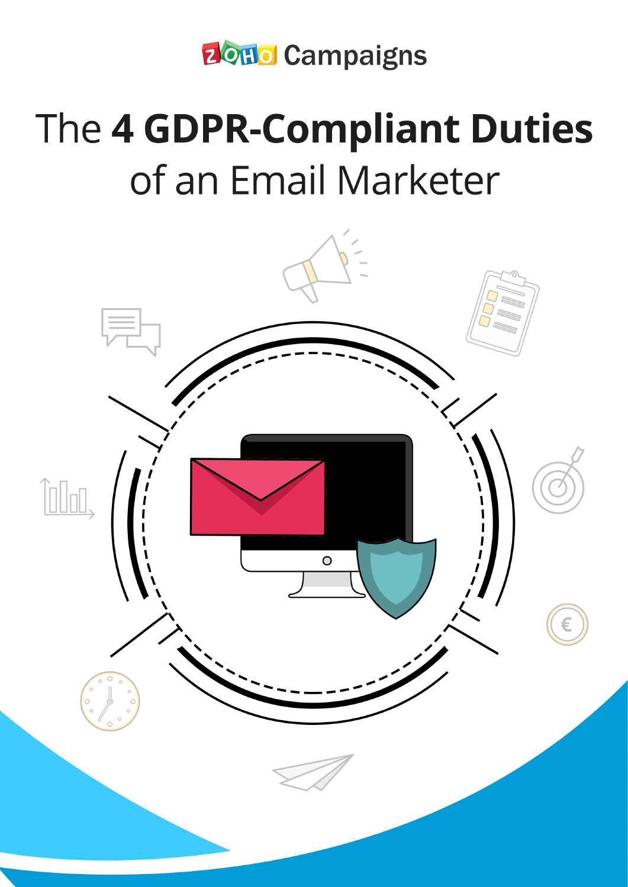Zoho Campaigns

# The **4 GDPR-Compliant Duties** of an Email Marketer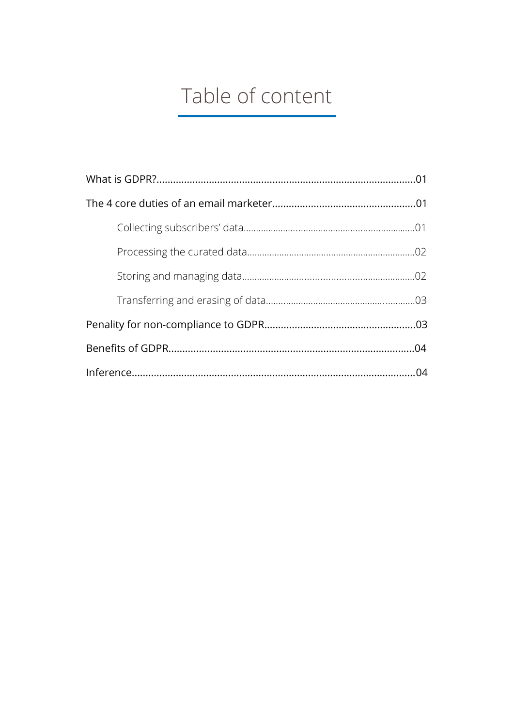# Table of content

- What is GDPR?.....01
- The 4 core duties of an email marketer.....01
    - Collecting subscribers' data.....01
    - Processing the curated data.....02
    - Storing and managing data.....02
    - Transferring and erasing of data.....03
- Penality for non-compliance to GDPR.....03
- Benefits of GDPR.....04
- Inference.....04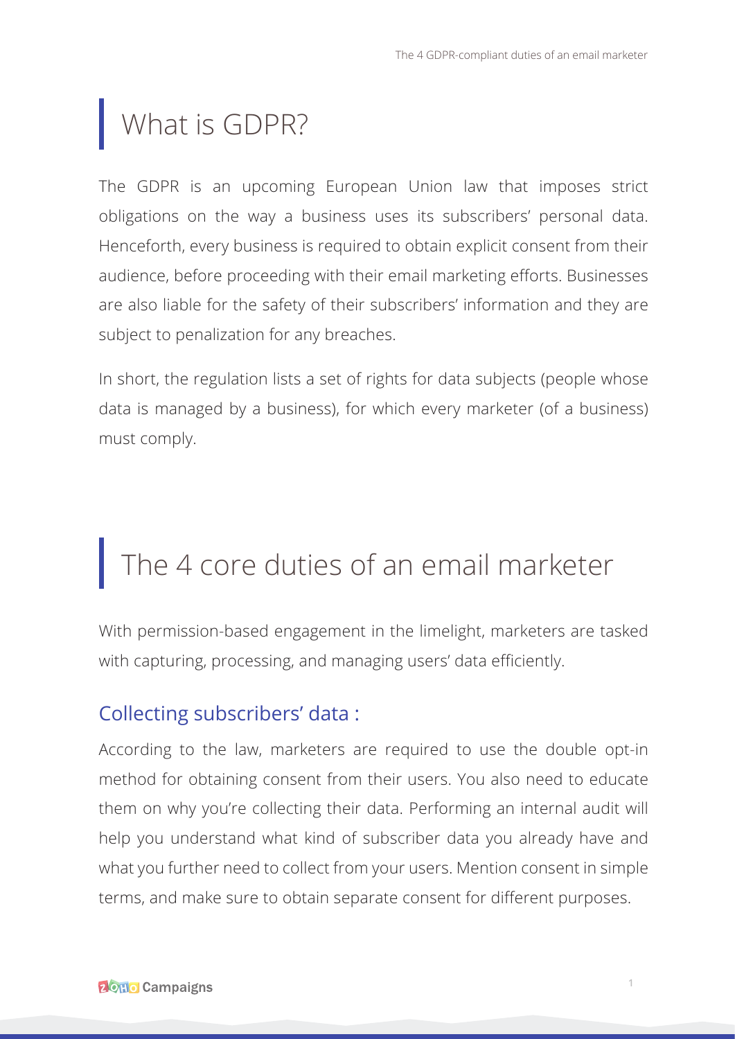# What is GDPR?

The GDPR is an upcoming European Union law that imposes strict obligations on the way a business uses its subscribers' personal data. Henceforth, every business is required to obtain explicit consent from their audience, before proceeding with their email marketing efforts. Businesses are also liable for the safety of their subscribers' information and they are subject to penalization for any breaches.

In short, the regulation lists a set of rights for data subjects (people whose data is managed by a business), for which every marketer (of a business) must comply.

# The 4 core duties of an email marketer

With permission-based engagement in the limelight, marketers are tasked with capturing, processing, and managing users' data efficiently.

## Collecting subscribers' data :

According to the law, marketers are required to use the double opt-in method for obtaining consent from their users. You also need to educate them on why you're collecting their data. Performing an internal audit will help you understand what kind of subscriber data you already have and what you further need to collect from your users. Mention consent in simple terms, and make sure to obtain separate consent for different purposes.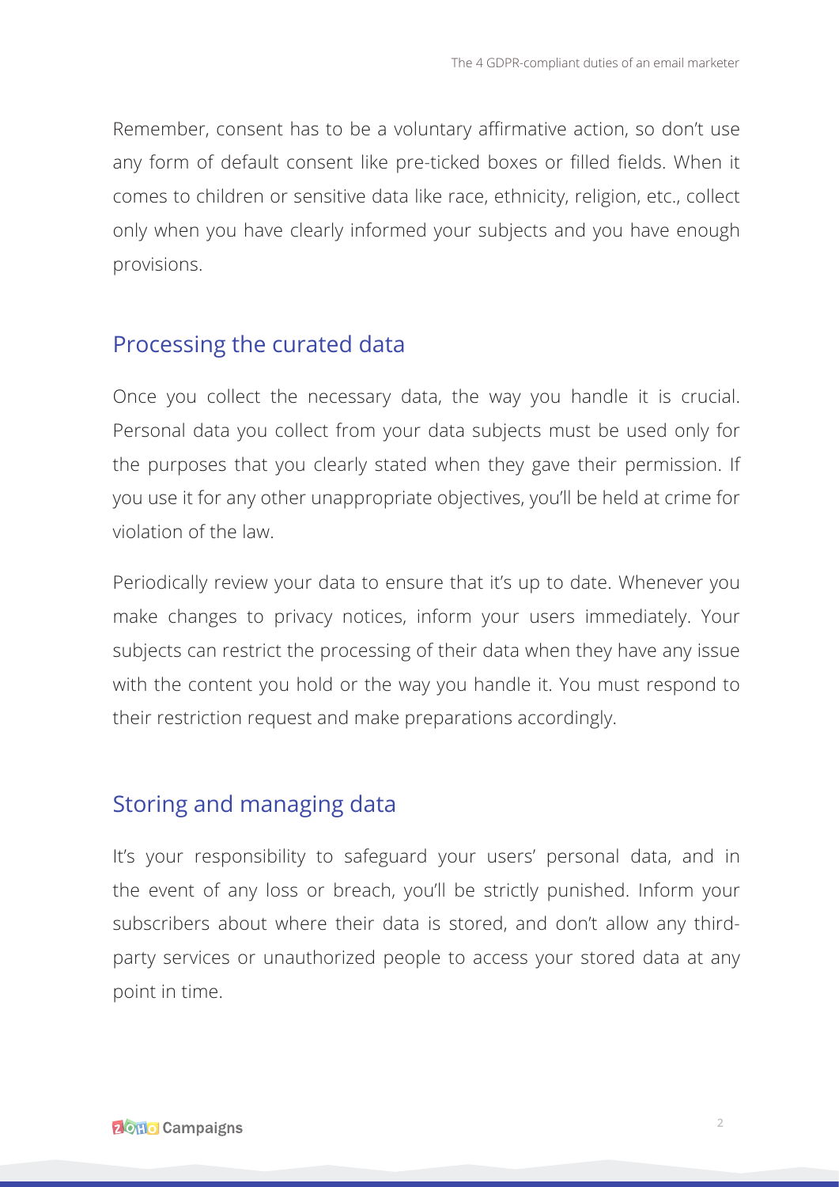Remember, consent has to be a voluntary affirmative action, so don't use any form of default consent like pre-ticked boxes or filled fields. When it comes to children or sensitive data like race, ethnicity, religion, etc., collect only when you have clearly informed your subjects and you have enough provisions.

## Processing the curated data

Once you collect the necessary data, the way you handle it is crucial. Personal data you collect from your data subjects must be used only for the purposes that you clearly stated when they gave their permission. If you use it for any other unappropriate objectives, you'll be held at crime for violation of the law.

Periodically review your data to ensure that it's up to date. Whenever you make changes to privacy notices, inform your users immediately. Your subjects can restrict the processing of their data when they have any issue with the content you hold or the way you handle it. You must respond to their restriction request and make preparations accordingly.

## Storing and managing data

It's your responsibility to safeguard your users' personal data, and in the event of any loss or breach, you'll be strictly punished. Inform your subscribers about where their data is stored, and don't allow any third-party services or unauthorized people to access your stored data at any point in time.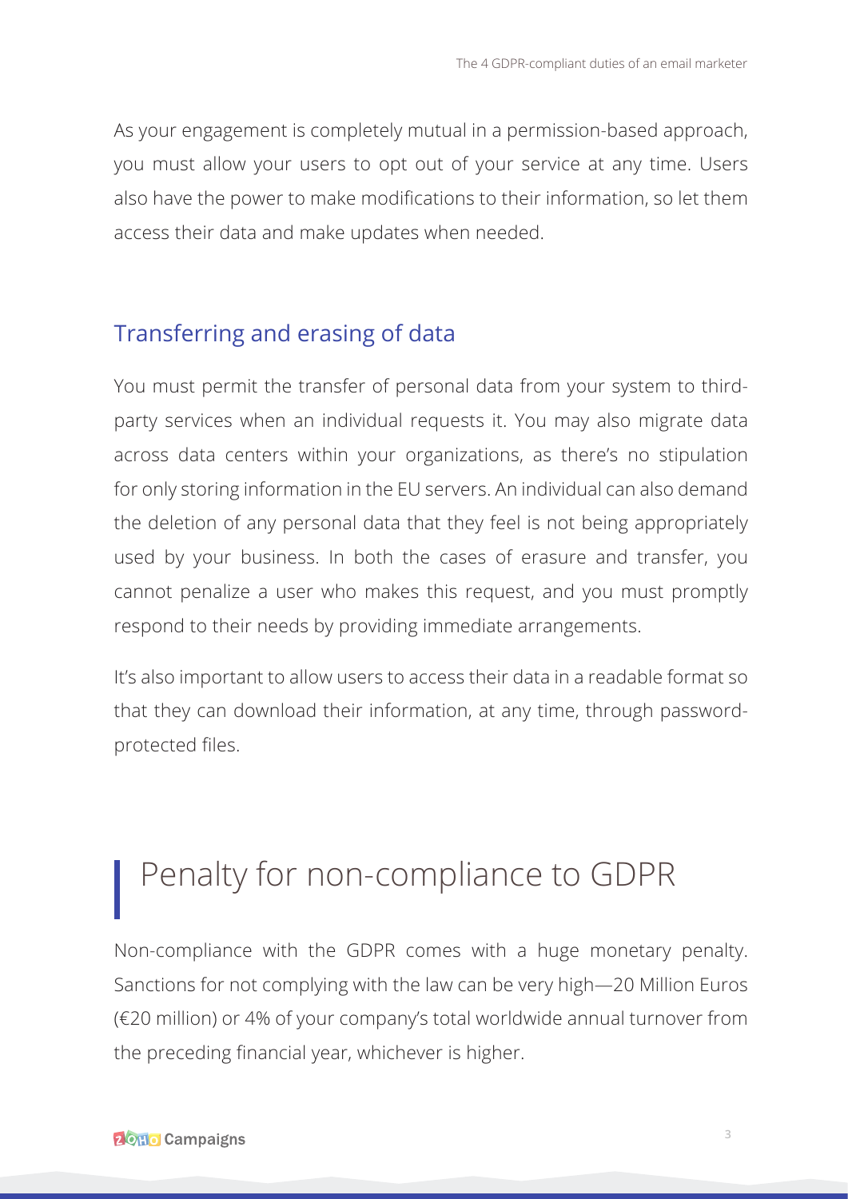As your engagement is completely mutual in a permission-based approach, you must allow your users to opt out of your service at any time. Users also have the power to make modifications to their information, so let them access their data and make updates when needed.

### Transferring and erasing of data

You must permit the transfer of personal data from your system to third-party services when an individual requests it. You may also migrate data across data centers within your organizations, as there's no stipulation for only storing information in the EU servers. An individual can also demand the deletion of any personal data that they feel is not being appropriately used by your business. In both the cases of erasure and transfer, you cannot penalize a user who makes this request, and you must promptly respond to their needs by providing immediate arrangements.

It's also important to allow users to access their data in a readable format so that they can download their information, at any time, through password-protected files.

## Penalty for non-compliance to GDPR

Non-compliance with the GDPR comes with a huge monetary penalty. Sanctions for not complying with the law can be very high—20 Million Euros (€20 million) or 4% of your company's total worldwide annual turnover from the preceding financial year, whichever is higher.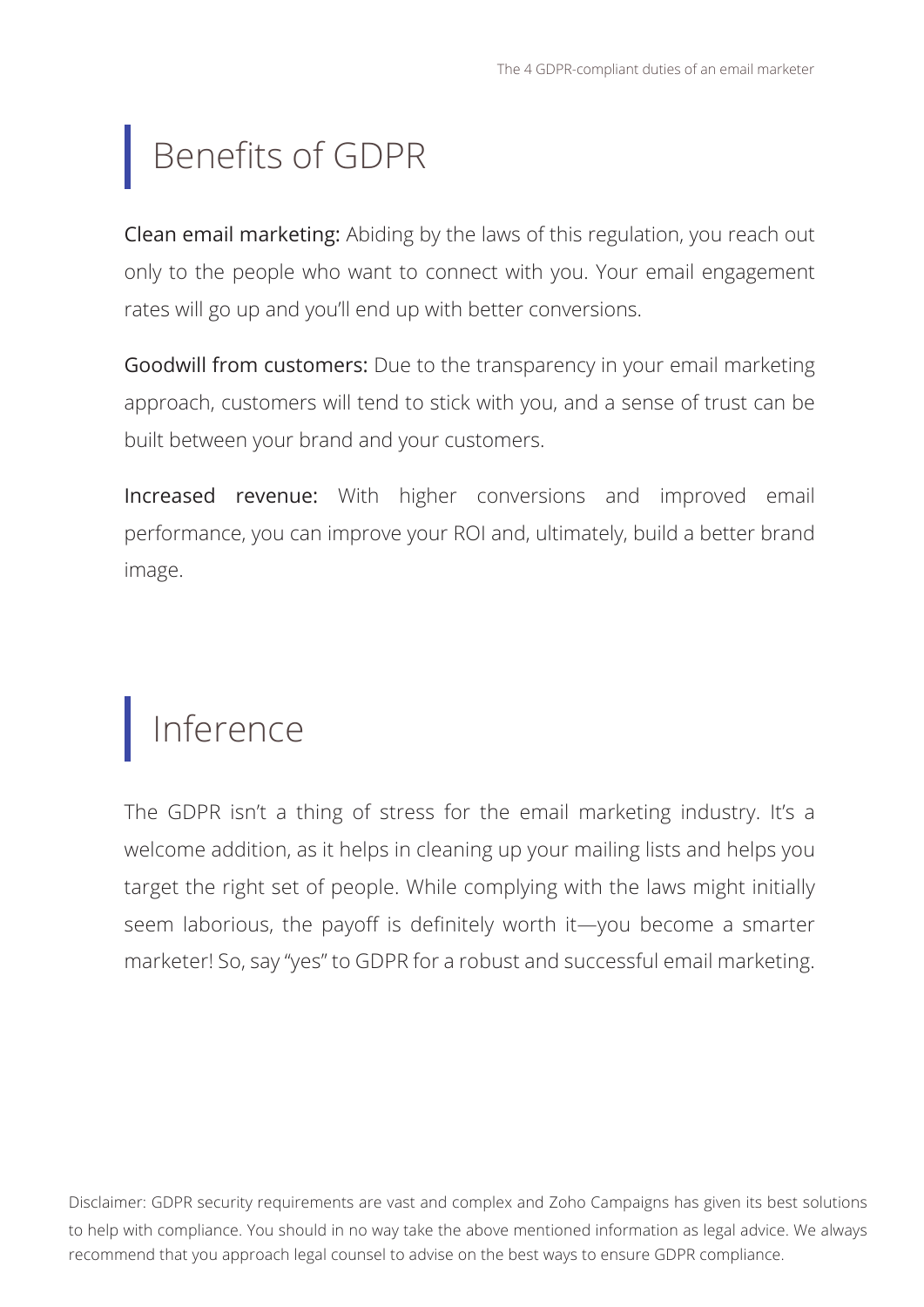## Benefits of GDPR

**Clean email marketing:** Abiding by the laws of this regulation, you reach out only to the people who want to connect with you. Your email engagement rates will go up and you'll end up with better conversions.

**Goodwill from customers:** Due to the transparency in your email marketing approach, customers will tend to stick with you, and a sense of trust can be built between your brand and your customers.

**Increased revenue:** With higher conversions and improved email performance, you can improve your ROI and, ultimately, build a better brand image.

## Inference

The GDPR isn't a thing of stress for the email marketing industry. It's a welcome addition, as it helps in cleaning up your mailing lists and helps you target the right set of people. While complying with the laws might initially seem laborious, the payoff is definitely worth it—you become a smarter marketer! So, say "yes" to GDPR for a robust and successful email marketing.

Disclaimer: GDPR security requirements are vast and complex and Zoho Campaigns has given its best solutions to help with compliance. You should in no way take the above mentioned information as legal advice. We always recommend that you approach legal counsel to advise on the best ways to ensure GDPR compliance.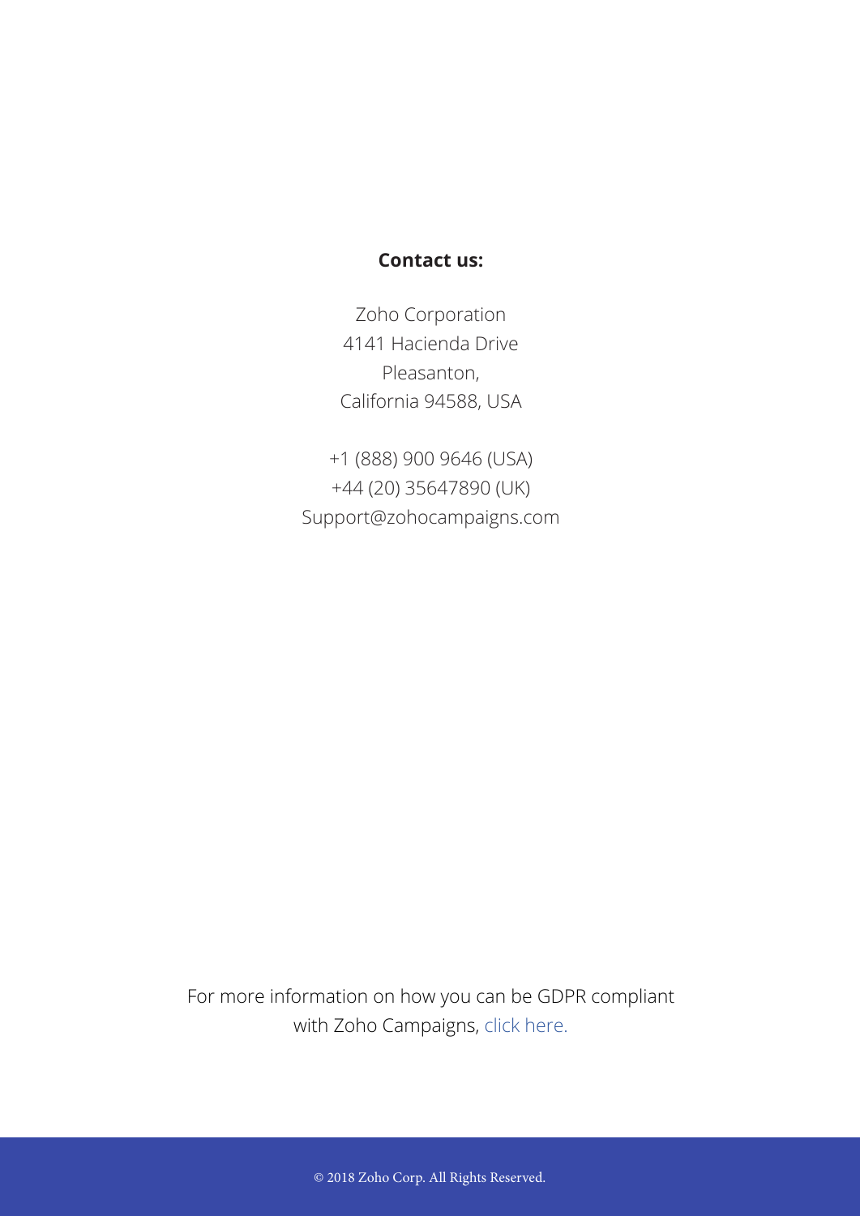**Contact us:**

Zoho Corporation
4141 Hacienda Drive
Pleasanton,
California 94588, USA

+1 (888) 900 9646 (USA)
+44 (20) 35647890 (UK)
Support@zohocampaigns.com

For more information on how you can be GDPR compliant with Zoho Campaigns, click here.

© 2018 Zoho Corp. All Rights Reserved.